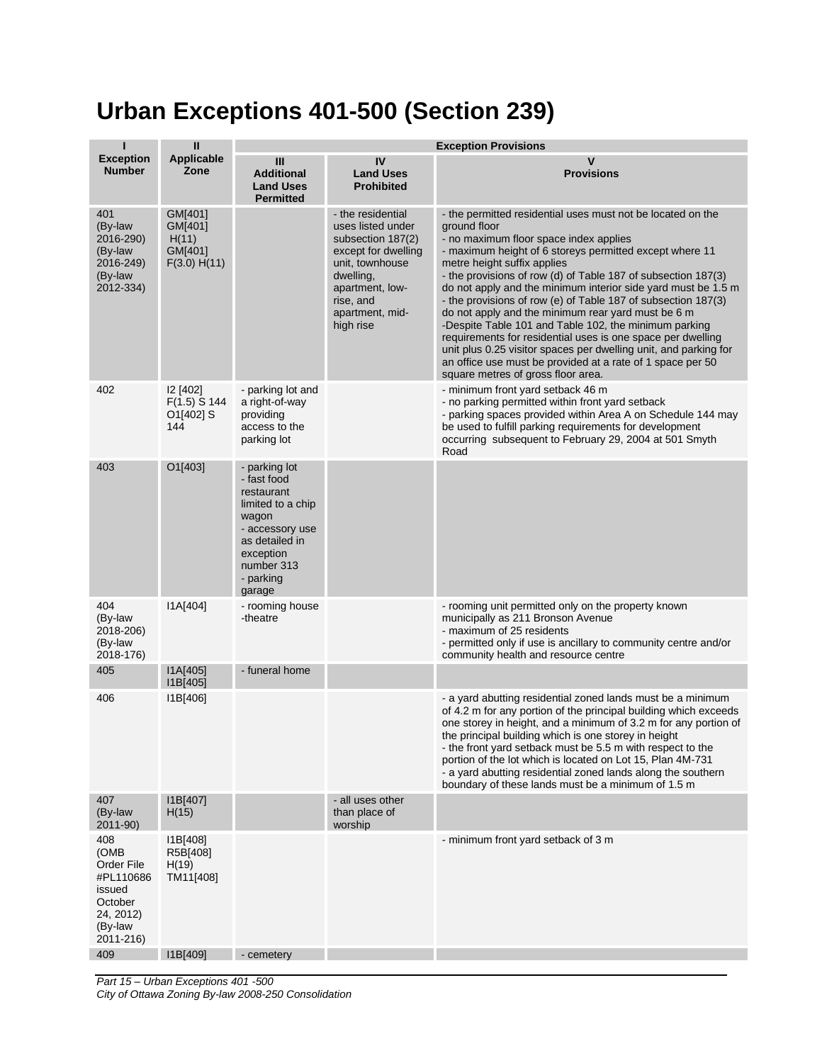# Urban Exceptions 401-500 (Section 239)

| I<br>Exception Number | II<br>Applicable Zone | Exception Provisions | | |
|---|---|---|---|---|
| | | III<br>Additional Land Uses Permitted | IV<br>Land Uses Prohibited | V<br>Provisions |
| 401<br>(By-law 2016-290)<br>(By-law 2016-249)<br>(By-law 2012-334) | GM[401]<br>GM[401] H(11)<br>GM[401] F(3.0) H(11) | | - the residential uses listed under subsection 187(2) except for dwelling unit, townhouse dwelling, apartment, low-rise, and apartment, mid-high rise | - the permitted residential uses must not be located on the ground floor<br>- no maximum floor space index applies<br>- maximum height of 6 storeys permitted except where 11 metre height suffix applies<br>- the provisions of row (d) of Table 187 of subsection 187(3) do not apply and the minimum interior side yard must be 1.5 m<br>- the provisions of row (e) of Table 187 of subsection 187(3) do not apply and the minimum rear yard must be 6 m<br>-Despite Table 101 and Table 102, the minimum parking requirements for residential uses is one space per dwelling unit plus 0.25 visitor spaces per dwelling unit, and parking for an office use must be provided at a rate of 1 space per 50 square metres of gross floor area. |
| 402 | I2 [402] F(1.5) S 144<br>O1[402] S 144 | - parking lot and a right-of-way providing access to the parking lot | | - minimum front yard setback 46 m<br>- no parking permitted within front yard setback<br>- parking spaces provided within Area A on Schedule 144 may be used to fulfill parking requirements for development occurring subsequent to February 29, 2004 at 501 Smyth Road |
| 403 | O1[403] | - parking lot<br>- fast food restaurant limited to a chip wagon<br>- accessory use as detailed in exception number 313<br>- parking garage | | |
| 404<br>(By-law 2018-206)<br>(By-law 2018-176) | I1A[404] | - rooming house<br>-theatre | | - rooming unit permitted only on the property known municipally as 211 Bronson Avenue<br>- maximum of 25 residents<br>- permitted only if use is ancillary to community centre and/or community health and resource centre |
| 405 | I1A[405]<br>I1B[405] | - funeral home | | |
| 406 | I1B[406] | | | - a yard abutting residential zoned lands must be a minimum of 4.2 m for any portion of the principal building which exceeds one storey in height, and a minimum of 3.2 m for any portion of the principal building which is one storey in height<br>- the front yard setback must be 5.5 m with respect to the portion of the lot which is located on Lot 15, Plan 4M-731<br>- a yard abutting residential zoned lands along the southern boundary of these lands must be a minimum of 1.5 m |
| 407<br>(By-law 2011-90) | I1B[407] H(15) | | - all uses other than place of worship | |
| 408<br>(OMB Order File #PL110686 issued October 24, 2012)<br>(By-law 2011-216) | I1B[408]<br>R5B[408] H(19)<br>TM11[408] | | | - minimum front yard setback of 3 m |
| 409 | I1B[409] | - cemetery | | |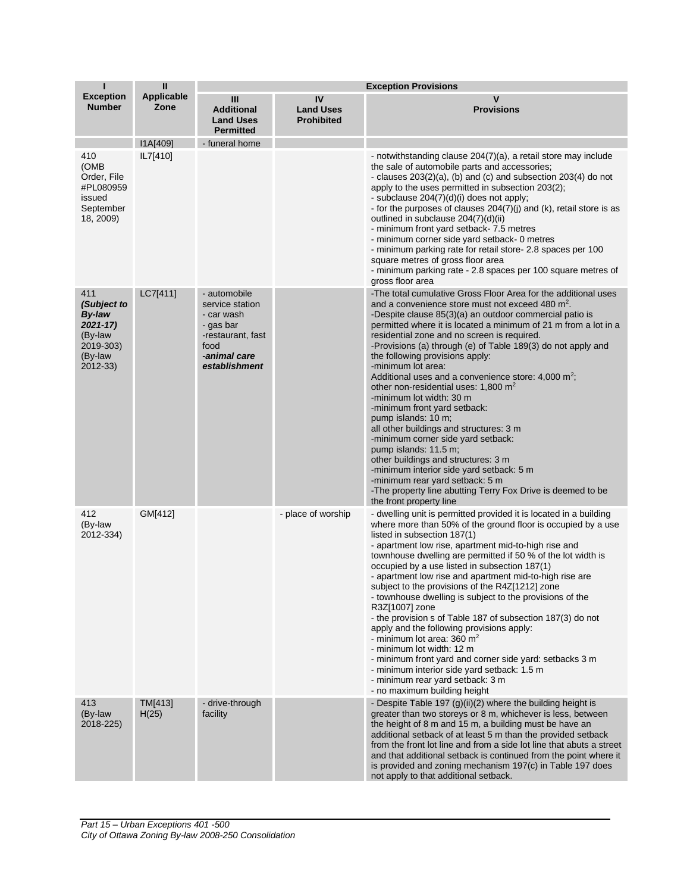| I | II | Exception Provisions | | |
|---|---|---|---|---|
| **Exception Number** | **Applicable Zone** | **III Additional Land Uses Permitted** | **IV Land Uses Prohibited** | **V Provisions** |
| | I1A[409] | - funeral home | | |
| 410 (OMB Order, File #PL080959 issued September 18, 2009) | IL7[410] | | | - notwithstanding clause 204(7)(a), a retail store may include the sale of automobile parts and accessories;<br>- clauses 203(2)(a), (b) and (c) and subsection 203(4) do not apply to the uses permitted in subsection 203(2);<br>- subclause 204(7)(d)(i) does not apply;<br>- for the purposes of clauses 204(7)(j) and (k), retail store is as outlined in subclause 204(7)(d)(ii)<br>- minimum front yard setback- 7.5 metres<br>- minimum corner side yard setback- 0 metres<br>- minimum parking rate for retail store- 2.8 spaces per 100 square metres of gross floor area<br>- minimum parking rate - 2.8 spaces per 100 square metres of gross floor area |
| 411 ***(Subject to By-law 2021-17)*** (By-law 2019-303) (By-law 2012-33) | LC7[411] | - automobile service station<br>- car wash<br>- gas bar<br>-restaurant, fast food<br>***-animal care establishment*** | | -The total cumulative Gross Floor Area for the additional uses and a convenience store must not exceed 480 $m^2$.<br>-Despite clause 85(3)(a) an outdoor commercial patio is permitted where it is located a minimum of 21 m from a lot in a residential zone and no screen is required.<br>-Provisions (a) through (e) of Table 189(3) do not apply and the following provisions apply:<br>-minimum lot area:<br>Additional uses and a convenience store: 4,000 $m^2$;<br>other non-residential uses: 1,800 $m^2$<br>-minimum lot width: 30 m<br>-minimum front yard setback:<br>pump islands: 10 m;<br>all other buildings and structures: 3 m<br>-minimum corner side yard setback:<br>pump islands: 11.5 m;<br>other buildings and structures: 3 m<br>-minimum interior side yard setback: 5 m<br>-minimum rear yard setback: 5 m<br>-The property line abutting Terry Fox Drive is deemed to be the front property line |
| 412 (By-law 2012-334) | GM[412] | | - place of worship | - dwelling unit is permitted provided it is located in a building where more than 50% of the ground floor is occupied by a use listed in subsection 187(1)<br>- apartment low rise, apartment mid-to-high rise and townhouse dwelling are permitted if 50 % of the lot width is occupied by a use listed in subsection 187(1)<br>- apartment low rise and apartment mid-to-high rise are subject to the provisions of the R4Z[1212] zone<br>- townhouse dwelling is subject to the provisions of the R3Z[1007] zone<br>- the provision s of Table 187 of subsection 187(3) do not apply and the following provisions apply:<br>- minimum lot area: 360 $m^2$<br>- minimum lot width: 12 m<br>- minimum front yard and corner side yard: setbacks 3 m<br>- minimum interior side yard setback: 1.5 m<br>- minimum rear yard setback: 3 m<br>- no maximum building height |
| 413 (By-law 2018-225) | TM[413] H(25) | - drive-through facility | | - Despite Table 197 (g)(ii)(2) where the building height is greater than two storeys or 8 m, whichever is less, between the height of 8 m and 15 m, a building must be have an additional setback of at least 5 m than the provided setback from the front lot line and from a side lot line that abuts a street and that additional setback is continued from the point where it is provided and zoning mechanism 197(c) in Table 197 does not apply to that additional setback. |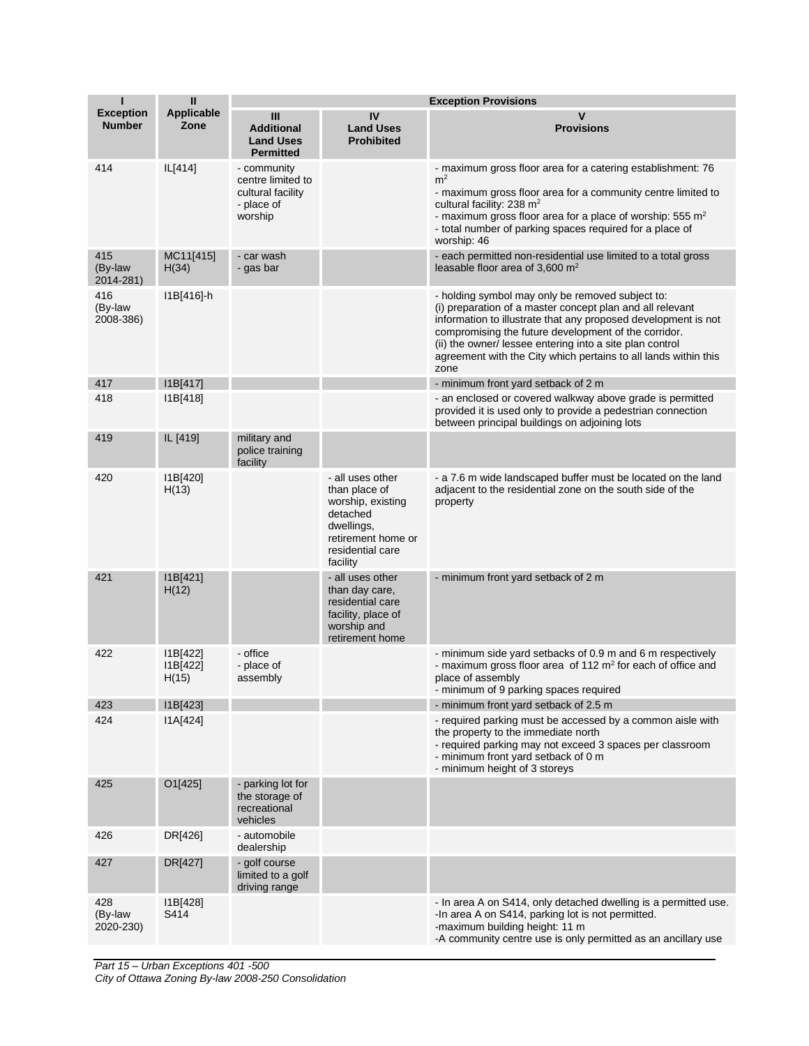| I | II | Exception Provisions | | |
|---|---|---|---|---|
| **Exception Number** | **Applicable Zone** | **III Additional Land Uses Permitted** | **IV Land Uses Prohibited** | **V Provisions** |
| 414 | IL[414] | - community centre limited to cultural facility<br>- place of worship | | - maximum gross floor area for a catering establishment: 76 m²<br>- maximum gross floor area for a community centre limited to cultural facility: 238 m²<br>- maximum gross floor area for a place of worship: 555 m²<br>- total number of parking spaces required for a place of worship: 46 |
| 415 (By-law 2014-281) | MC11[415] H(34) | - car wash<br>- gas bar | | - each permitted non-residential use limited to a total gross leasable floor area of 3,600 m² |
| 416 (By-law 2008-386) | I1B[416]-h | | | - holding symbol may only be removed subject to:<br>(i) preparation of a master concept plan and all relevant information to illustrate that any proposed development is not compromising the future development of the corridor.<br>(ii) the owner/ lessee entering into a site plan control agreement with the City which pertains to all lands within this zone |
| 417 | I1B[417] | | | - minimum front yard setback of 2 m |
| 418 | I1B[418] | | | - an enclosed or covered walkway above grade is permitted provided it is used only to provide a pedestrian connection between principal buildings on adjoining lots |
| 419 | IL [419] | military and police training facility | | |
| 420 | I1B[420] H(13) | | - all uses other than place of worship, existing detached dwellings, retirement home or residential care facility | - a 7.6 m wide landscaped buffer must be located on the land adjacent to the residential zone on the south side of the property |
| 421 | I1B[421] H(12) | | - all uses other than day care, residential care facility, place of worship and retirement home | - minimum front yard setback of 2 m |
| 422 | I1B[422] I1B[422] H(15) | - office<br>- place of assembly | | - minimum side yard setbacks of 0.9 m and 6 m respectively<br>- maximum gross floor area of 112 m² for each of office and place of assembly<br>- minimum of 9 parking spaces required |
| 423 | I1B[423] | | | - minimum front yard setback of 2.5 m |
| 424 | I1A[424] | | | - required parking must be accessed by a common aisle with the property to the immediate north<br>- required parking may not exceed 3 spaces per classroom<br>- minimum front yard setback of 0 m<br>- minimum height of 3 storeys |
| 425 | O1[425] | - parking lot for the storage of recreational vehicles | | |
| 426 | DR[426] | - automobile dealership | | |
| 427 | DR[427] | - golf course limited to a golf driving range | | |
| 428 (By-law 2020-230) | I1B[428] S414 | | | - In area A on S414, only detached dwelling is a permitted use.<br>-In area A on S414, parking lot is not permitted.<br>-maximum building height: 11 m<br>-A community centre use is only permitted as an ancillary use |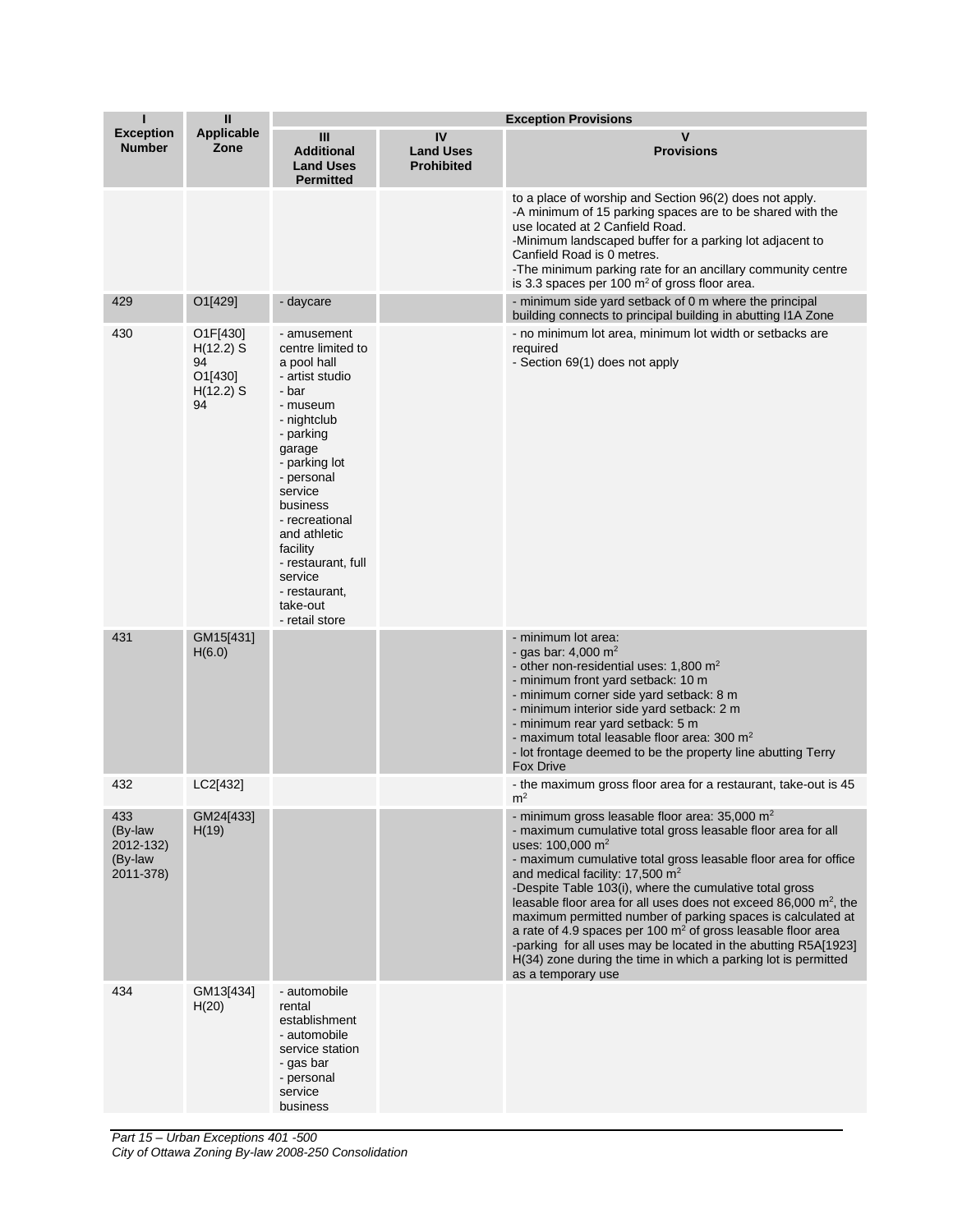| I<br>Exception Number | II<br>Applicable Zone | Exception Provisions | | |
|---|---|---|---|---|
| | | III<br>Additional Land Uses Permitted | IV<br>Land Uses Prohibited | V<br>Provisions |
| | | | | to a place of worship and Section 96(2) does not apply.<br>-A minimum of 15 parking spaces are to be shared with the use located at 2 Canfield Road.<br>-Minimum landscaped buffer for a parking lot adjacent to Canfield Road is 0 metres.<br>-The minimum parking rate for an ancillary community centre is 3.3 spaces per 100 m² of gross floor area. |
| 429 | O1[429] | - daycare | | - minimum side yard setback of 0 m where the principal building connects to principal building in abutting I1A Zone |
| 430 | O1F[430] H(12.2) S 94<br>O1[430] H(12.2) S 94 | - amusement centre limited to a pool hall<br>- artist studio<br>- bar<br>- museum<br>- nightclub<br>- parking garage<br>- parking lot<br>- personal service business<br>- recreational and athletic facility<br>- restaurant, full service<br>- restaurant, take-out<br>- retail store | | - no minimum lot area, minimum lot width or setbacks are required<br>- Section 69(1) does not apply |
| 431 | GM15[431] H(6.0) | | | - minimum lot area:<br>- gas bar: 4,000 m²<br>- other non-residential uses: 1,800 m²<br>- minimum front yard setback: 10 m<br>- minimum corner side yard setback: 8 m<br>- minimum interior side yard setback: 2 m<br>- minimum rear yard setback: 5 m<br>- maximum total leasable floor area: 300 m²<br>- lot frontage deemed to be the property line abutting Terry Fox Drive |
| 432 | LC2[432] | | | - the maximum gross floor area for a restaurant, take-out is 45 m² |
| 433 (By-law 2012-132) (By-law 2011-378) | GM24[433] H(19) | | | - minimum gross leasable floor area: 35,000 m²<br>- maximum cumulative total gross leasable floor area for all uses: 100,000 m²<br>- maximum cumulative total gross leasable floor area for office and medical facility: 17,500 m²<br>-Despite Table 103(i), where the cumulative total gross leasable floor area for all uses does not exceed 86,000 m², the maximum permitted number of parking spaces is calculated at a rate of 4.9 spaces per 100 m² of gross leasable floor area<br>-parking for all uses may be located in the abutting R5A[1923] H(34) zone during the time in which a parking lot is permitted as a temporary use |
| 434 | GM13[434] H(20) | - automobile rental establishment<br>- automobile service station<br>- gas bar<br>- personal service business | | |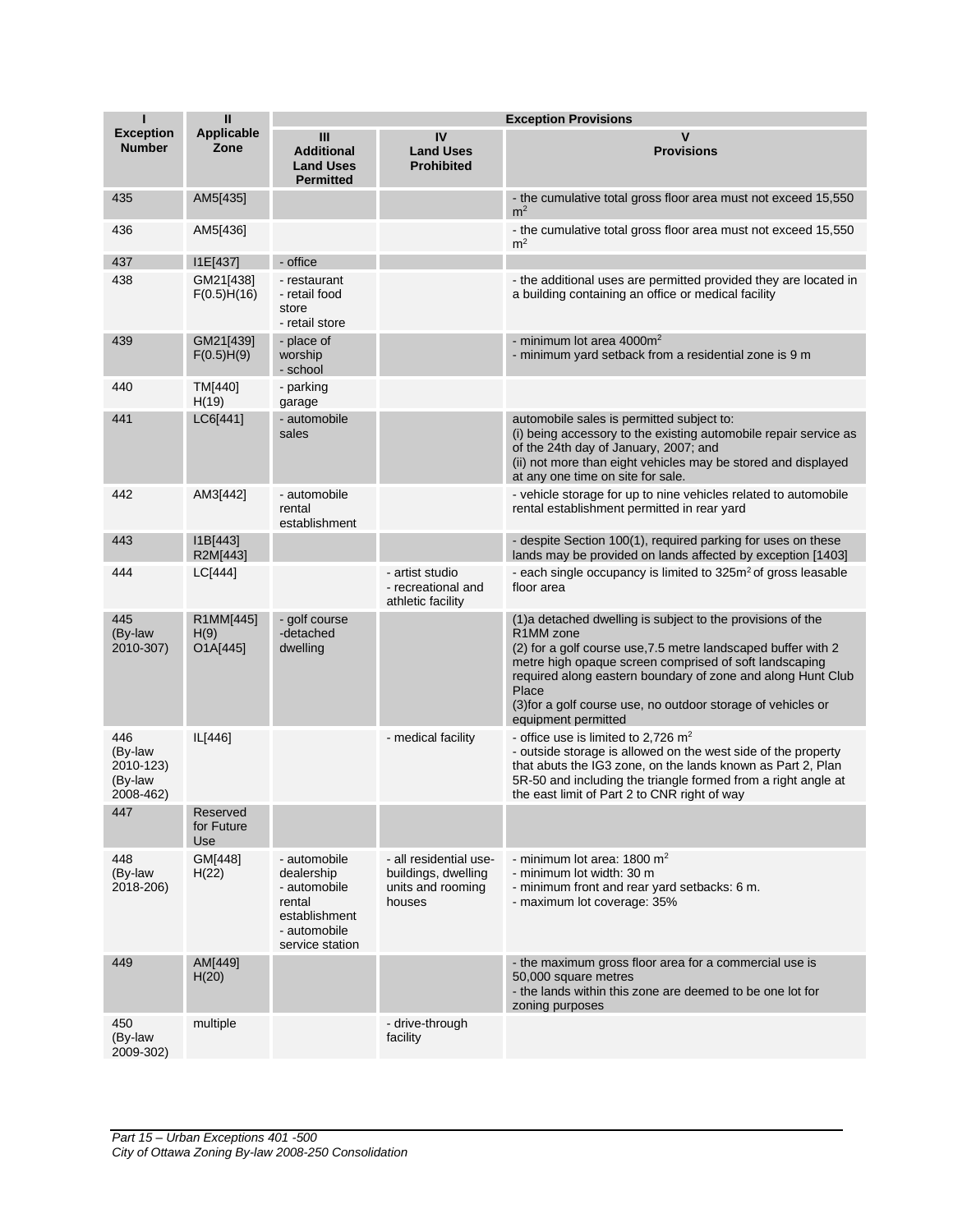| I | II | Exception Provisions | | |
|---|---|---|---|---|
| **Exception Number** | **Applicable Zone** | **III Additional Land Uses Permitted** | **IV Land Uses Prohibited** | **V Provisions** |
| 435 | AM5[435] | | | - the cumulative total gross floor area must not exceed 15,550 $m^2$ |
| 436 | AM5[436] | | | - the cumulative total gross floor area must not exceed 15,550 $m^2$ |
| 437 | I1E[437] | - office | | |
| 438 | GM21[438] F(0.5)H(16) | - restaurant<br>- retail food store<br>- retail store | | - the additional uses are permitted provided they are located in a building containing an office or medical facility |
| 439 | GM21[439] F(0.5)H(9) | - place of worship<br>- school | | - minimum lot area 4000$m^2$<br>- minimum yard setback from a residential zone is 9 m |
| 440 | TM[440] H(19) | - parking garage | | |
| 441 | LC6[441] | - automobile sales | | automobile sales is permitted subject to:<br>(i) being accessory to the existing automobile repair service as of the 24th day of January, 2007; and<br>(ii) not more than eight vehicles may be stored and displayed at any one time on site for sale. |
| 442 | AM3[442] | - automobile rental establishment | | - vehicle storage for up to nine vehicles related to automobile rental establishment permitted in rear yard |
| 443 | I1B[443] R2M[443] | | | - despite Section 100(1), required parking for uses on these lands may be provided on lands affected by exception [1403] |
| 444 | LC[444] | | - artist studio<br>- recreational and athletic facility | - each single occupancy is limited to 325$m^2$ of gross leasable floor area |
| 445 (By-law 2010-307) | R1MM[445] H(9) O1A[445] | - golf course<br>-detached dwelling | | (1)a detached dwelling is subject to the provisions of the R1MM zone<br>(2) for a golf course use,7.5 metre landscaped buffer with 2 metre high opaque screen comprised of soft landscaping required along eastern boundary of zone and along Hunt Club Place<br>(3)for a golf course use, no outdoor storage of vehicles or equipment permitted |
| 446 (By-law 2010-123) (By-law 2008-462) | IL[446] | | - medical facility | - office use is limited to 2,726 $m^2$<br>- outside storage is allowed on the west side of the property that abuts the IG3 zone, on the lands known as Part 2, Plan 5R-50 and including the triangle formed from a right angle at the east limit of Part 2 to CNR right of way |
| 447 | Reserved for Future Use | | | |
| 448 (By-law 2018-206) | GM[448] H(22) | - automobile dealership<br>- automobile rental establishment<br>- automobile service station | - all residential use-buildings, dwelling units and rooming houses | - minimum lot area: 1800 $m^2$<br>- minimum lot width: 30 m<br>- minimum front and rear yard setbacks: 6 m.<br>- maximum lot coverage: 35% |
| 449 | AM[449] H(20) | | | - the maximum gross floor area for a commercial use is 50,000 square metres<br>- the lands within this zone are deemed to be one lot for zoning purposes |
| 450 (By-law 2009-302) | multiple | | - drive-through facility | |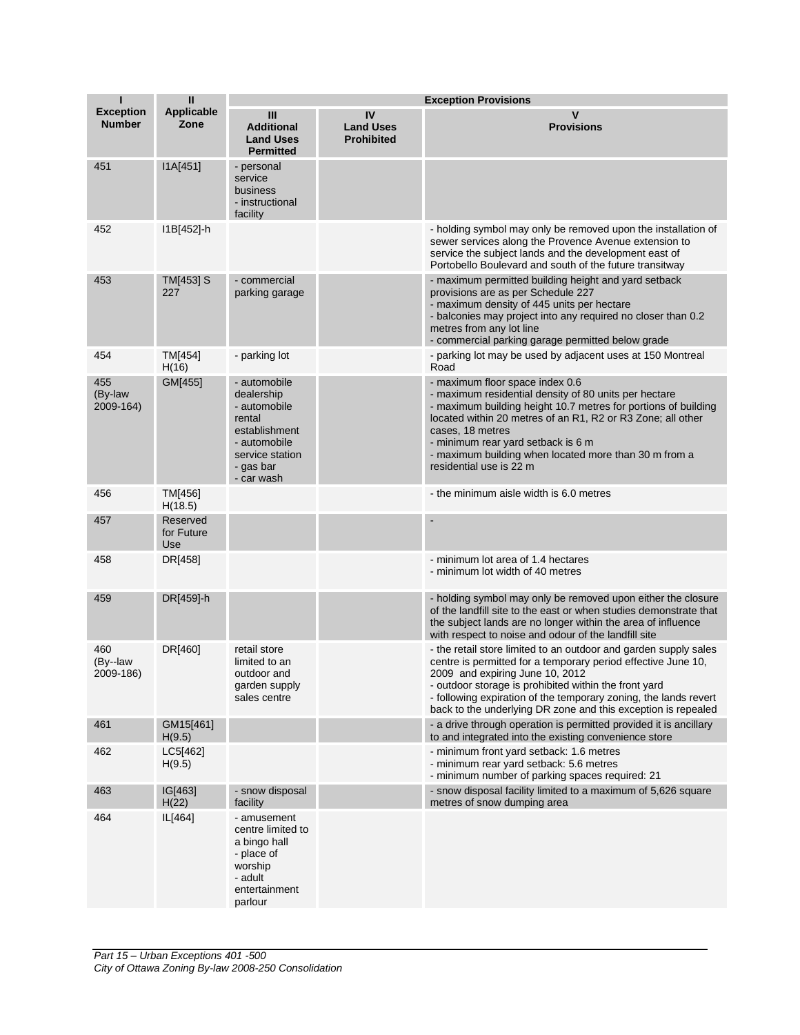| I<br>Exception Number | II<br>Applicable Zone | Exception Provisions | | |
|---|---|---|---|---|
| | | III<br>Additional Land Uses Permitted | IV<br>Land Uses Prohibited | V<br>Provisions |
| 451 | I1A[451] | - personal service business<br>- instructional facility | | |
| 452 | I1B[452]-h | | | - holding symbol may only be removed upon the installation of sewer services along the Provence Avenue extension to service the subject lands and the development east of Portobello Boulevard and south of the future transitway |
| 453 | TM[453] S 227 | - commercial parking garage | | - maximum permitted building height and yard setback provisions are as per Schedule 227<br>- maximum density of 445 units per hectare<br>- balconies may project into any required no closer than 0.2 metres from any lot line<br>- commercial parking garage permitted below grade |
| 454 | TM[454] H(16) | - parking lot | | - parking lot may be used by adjacent uses at 150 Montreal Road |
| 455 (By-law 2009-164) | GM[455] | - automobile dealership<br>- automobile rental establishment<br>- automobile service station<br>- gas bar<br>- car wash | | - maximum floor space index 0.6<br>- maximum residential density of 80 units per hectare<br>- maximum building height 10.7 metres for portions of building located within 20 metres of an R1, R2 or R3 Zone; all other cases, 18 metres<br>- minimum rear yard setback is 6 m<br>- maximum building when located more than 30 m from a residential use is 22 m |
| 456 | TM[456] H(18.5) | | | - the minimum aisle width is 6.0 metres |
| 457 | Reserved for Future Use | | | - |
| 458 | DR[458] | | | - minimum lot area of 1.4 hectares<br>- minimum lot width of 40 metres |
| 459 | DR[459]-h | | | - holding symbol may only be removed upon either the closure of the landfill site to the east or when studies demonstrate that the subject lands are no longer within the area of influence with respect to noise and odour of the landfill site |
| 460 (By--law 2009-186) | DR[460] | retail store limited to an outdoor and garden supply sales centre | | - the retail store limited to an outdoor and garden supply sales centre is permitted for a temporary period effective June 10, 2009 and expiring June 10, 2012<br>- outdoor storage is prohibited within the front yard<br>- following expiration of the temporary zoning, the lands revert back to the underlying DR zone and this exception is repealed |
| 461 | GM15[461] H(9.5) | | | - a drive through operation is permitted provided it is ancillary to and integrated into the existing convenience store |
| 462 | LC5[462] H(9.5) | | | - minimum front yard setback: 1.6 metres<br>- minimum rear yard setback: 5.6 metres<br>- minimum number of parking spaces required: 21 |
| 463 | IG[463] H(22) | - snow disposal facility | | - snow disposal facility limited to a maximum of 5,626 square metres of snow dumping area |
| 464 | IL[464] | - amusement centre limited to a bingo hall<br>- place of worship<br>- adult entertainment parlour | | |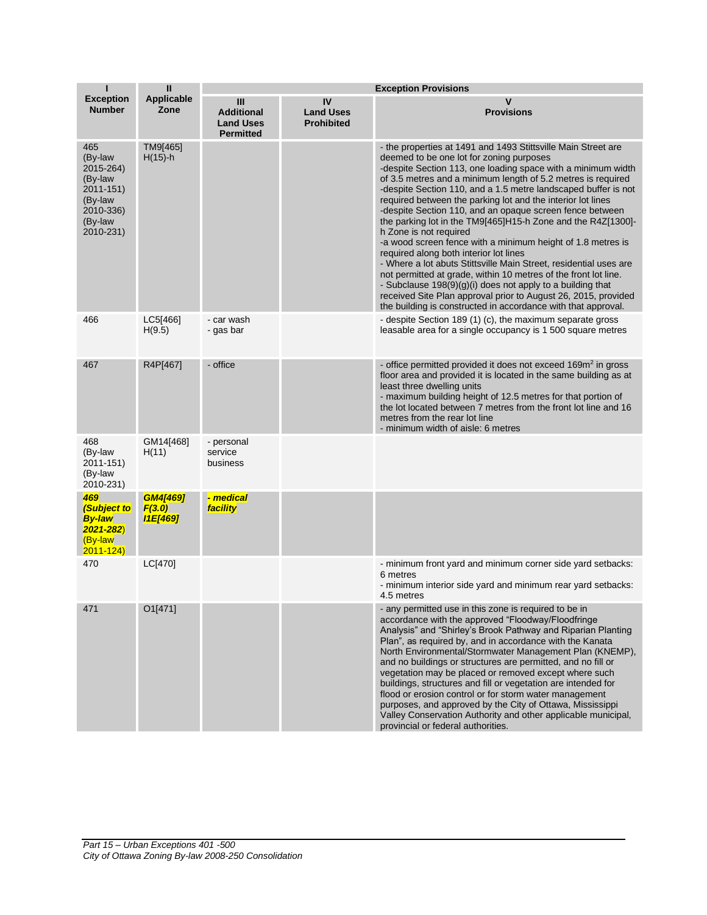| I<br>Exception Number | II<br>Applicable Zone | Exception Provisions | | |
|---|---|---|---|---|
| | | III<br>Additional Land Uses Permitted | IV<br>Land Uses Prohibited | V<br>Provisions |
| 465<br>(By-law 2015-264)<br>(By-law 2011-151)<br>(By-law 2010-336)<br>(By-law 2010-231) | TM9[465] H(15)-h | | | - the properties at 1491 and 1493 Stittsville Main Street are deemed to be one lot for zoning purposes<br>-despite Section 113, one loading space with a minimum width of 3.5 metres and a minimum length of 5.2 metres is required<br>-despite Section 110, and a 1.5 metre landscaped buffer is not required between the parking lot and the interior lot lines<br>-despite Section 110, and an opaque screen fence between the parking lot in the TM9[465]H15-h Zone and the R4Z[1300]-h Zone is not required<br>-a wood screen fence with a minimum height of 1.8 metres is required along both interior lot lines<br>- Where a lot abuts Stittsville Main Street, residential uses are not permitted at grade, within 10 metres of the front lot line.<br>- Subclause 198(9)(g)(i) does not apply to a building that received Site Plan approval prior to August 26, 2015, provided the building is constructed in accordance with that approval. |
| 466 | LC5[466] H(9.5) | - car wash<br>- gas bar | | - despite Section 189 (1) (c), the maximum separate gross leasable area for a single occupancy is 1 500 square metres |
| 467 | R4P[467] | - office | | - office permitted provided it does not exceed 169m² in gross floor area and provided it is located in the same building as at least three dwelling units<br>- maximum building height of 12.5 metres for that portion of the lot located between 7 metres from the front lot line and 16 metres from the rear lot line<br>- minimum width of aisle: 6 metres |
| 468<br>(By-law 2011-151)<br>(By-law 2010-231) | GM14[468] H(11) | - personal service business | | |
| ***469***<br>***(Subject to By-law 2021-282)***<br>(By-law 2011-124) | ***GM4[469] F(3.0)***<br>***I1E[469]*** | ***- medical facility*** | | |
| 470 | LC[470] | | | - minimum front yard and minimum corner side yard setbacks: 6 metres<br>- minimum interior side yard and minimum rear yard setbacks: 4.5 metres |
| 471 | O1[471] | | | - any permitted use in this zone is required to be in accordance with the approved "Floodway/Floodfringe Analysis" and "Shirley's Brook Pathway and Riparian Planting Plan", as required by, and in accordance with the Kanata North Environmental/Stormwater Management Plan (KNEMP), and no buildings or structures are permitted, and no fill or vegetation may be placed or removed except where such buildings, structures and fill or vegetation are intended for flood or erosion control or for storm water management purposes, and approved by the City of Ottawa, Mississippi Valley Conservation Authority and other applicable municipal, provincial or federal authorities. |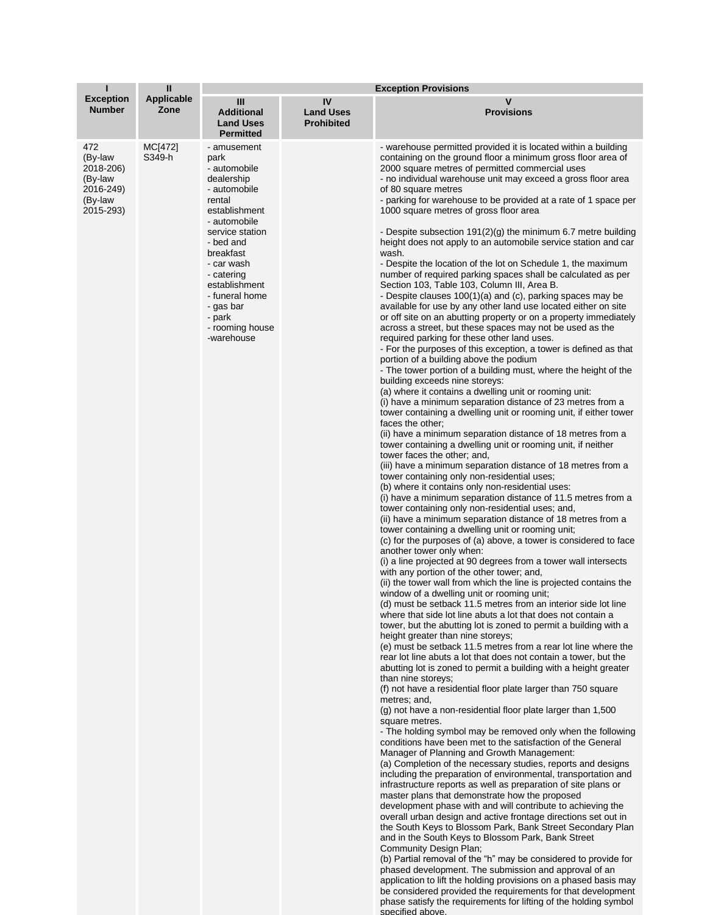| I<br>Exception Number | II<br>Applicable Zone | Exception Provisions | | |
|---|---|---|---|---|
| | | III<br>Additional Land Uses Permitted | IV<br>Land Uses Prohibited | V<br>Provisions |
| 472<br>(By-law 2018-206)<br>(By-law 2016-249)<br>(By-law 2015-293) | MC[472] S349-h | - amusement park<br>- automobile dealership<br>- automobile rental establishment<br>- automobile service station<br>- bed and breakfast<br>- car wash<br>- catering establishment<br>- funeral home<br>- gas bar<br>- park<br>- rooming house<br>-warehouse | | - warehouse permitted provided it is located within a building containing on the ground floor a minimum gross floor area of 2000 square metres of permitted commercial uses<br>- no individual warehouse unit may exceed a gross floor area of 80 square metres<br>- parking for warehouse to be provided at a rate of 1 space per 1000 square metres of gross floor area<br><br>- Despite subsection 191(2)(g) the minimum 6.7 metre building height does not apply to an automobile service station and car wash.<br>- Despite the location of the lot on Schedule 1, the maximum number of required parking spaces shall be calculated as per Section 103, Table 103, Column III, Area B.<br>- Despite clauses 100(1)(a) and (c), parking spaces may be available for use by any other land use located either on site or off site on an abutting property or on a property immediately across a street, but these spaces may not be used as the required parking for these other land uses.<br>- For the purposes of this exception, a tower is defined as that portion of a building above the podium<br>- The tower portion of a building must, where the height of the building exceeds nine storeys:<br>(a) where it contains a dwelling unit or rooming unit:<br>(i) have a minimum separation distance of 23 metres from a tower containing a dwelling unit or rooming unit, if either tower faces the other;<br>(ii) have a minimum separation distance of 18 metres from a tower containing a dwelling unit or rooming unit, if neither tower faces the other; and,<br>(iii) have a minimum separation distance of 18 metres from a tower containing only non-residential uses;<br>(b) where it contains only non-residential uses:<br>(i) have a minimum separation distance of 11.5 metres from a tower containing only non-residential uses; and,<br>(ii) have a minimum separation distance of 18 metres from a tower containing a dwelling unit or rooming unit;<br>(c) for the purposes of (a) above, a tower is considered to face another tower only when:<br>(i) a line projected at 90 degrees from a tower wall intersects with any portion of the other tower; and,<br>(ii) the tower wall from which the line is projected contains the window of a dwelling unit or rooming unit;<br>(d) must be setback 11.5 metres from an interior side lot line where that side lot line abuts a lot that does not contain a tower, but the abutting lot is zoned to permit a building with a height greater than nine storeys;<br>(e) must be setback 11.5 metres from a rear lot line where the rear lot line abuts a lot that does not contain a tower, but the abutting lot is zoned to permit a building with a height greater than nine storeys;<br>(f) not have a residential floor plate larger than 750 square metres; and,<br>(g) not have a non-residential floor plate larger than 1,500 square metres.<br>- The holding symbol may be removed only when the following conditions have been met to the satisfaction of the General Manager of Planning and Growth Management:<br>(a) Completion of the necessary studies, reports and designs including the preparation of environmental, transportation and infrastructure reports as well as preparation of site plans or master plans that demonstrate how the proposed development phase with and will contribute to achieving the overall urban design and active frontage directions set out in the South Keys to Blossom Park, Bank Street Secondary Plan and in the South Keys to Blossom Park, Bank Street Community Design Plan;<br>(b) Partial removal of the "h" may be considered to provide for phased development. The submission and approval of an application to lift the holding provisions on a phased basis may be considered provided the requirements for that development phase satisfy the requirements for lifting of the holding symbol specified above. |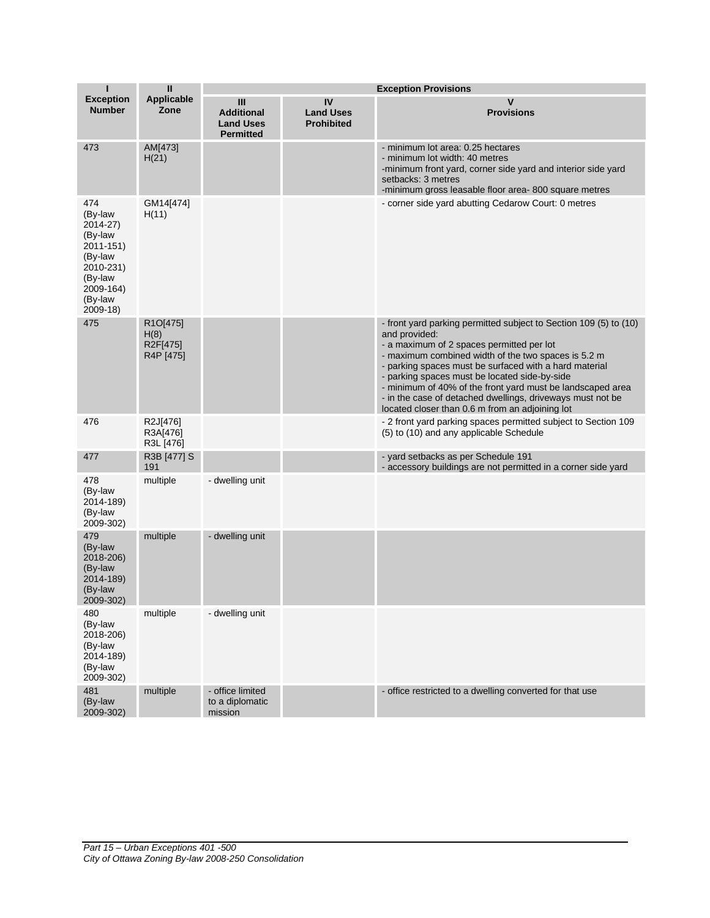| I | II | Exception Provisions | | |
|---|---|---|---|---|
| **Exception Number** | **Applicable Zone** | **III Additional Land Uses Permitted** | **IV Land Uses Prohibited** | **V Provisions** |
| 473 | AM[473] H(21) | | | - minimum lot area: 0.25 hectares<br>- minimum lot width: 40 metres<br>-minimum front yard, corner side yard and interior side yard setbacks: 3 metres<br>-minimum gross leasable floor area- 800 square metres |
| 474 (By-law 2014-27) (By-law 2011-151) (By-law 2010-231) (By-law 2009-164) (By-law 2009-18) | GM14[474] H(11) | | | - corner side yard abutting Cedarow Court: 0 metres |
| 475 | R1O[475] H(8) R2F[475] R4P [475] | | | - front yard parking permitted subject to Section 109 (5) to (10) and provided:<br>- a maximum of 2 spaces permitted per lot<br>- maximum combined width of the two spaces is 5.2 m<br>- parking spaces must be surfaced with a hard material<br>- parking spaces must be located side-by-side<br>- minimum of 40% of the front yard must be landscaped area<br>- in the case of detached dwellings, driveways must not be located closer than 0.6 m from an adjoining lot |
| 476 | R2J[476] R3A[476] R3L [476] | | | - 2 front yard parking spaces permitted subject to Section 109 (5) to (10) and any applicable Schedule |
| 477 | R3B [477] S 191 | | | - yard setbacks as per Schedule 191<br>- accessory buildings are not permitted in a corner side yard |
| 478 (By-law 2014-189) (By-law 2009-302) | multiple | - dwelling unit | | |
| 479 (By-law 2018-206) (By-law 2014-189) (By-law 2009-302) | multiple | - dwelling unit | | |
| 480 (By-law 2018-206) (By-law 2014-189) (By-law 2009-302) | multiple | - dwelling unit | | |
| 481 (By-law 2009-302) | multiple | - office limited to a diplomatic mission | | - office restricted to a dwelling converted for that use |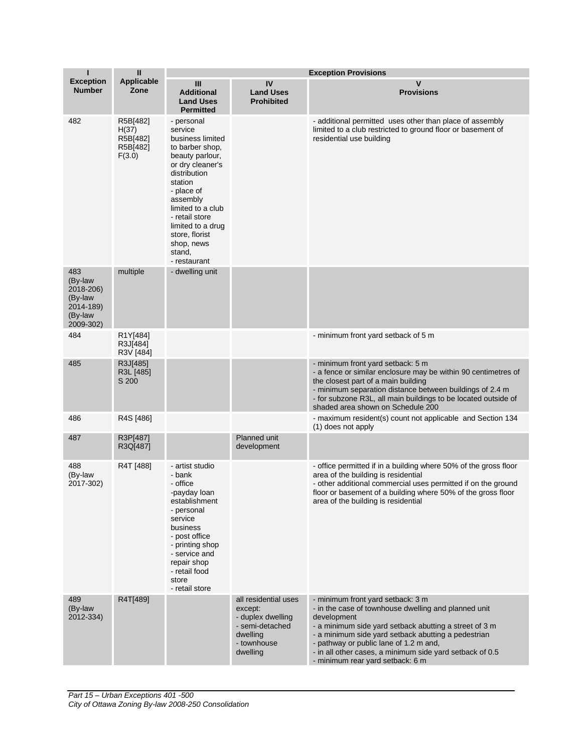| I | II | Exception Provisions | | |
|---|---|---|---|---|
| **Exception Number** | **Applicable Zone** | **III Additional Land Uses Permitted** | **IV Land Uses Prohibited** | **V Provisions** |
| 482 | R5B[482] H(37) R5B[482] R5B[482] F(3.0) | - personal service business limited to barber shop, beauty parlour, or dry cleaner's distribution station<br>- place of assembly limited to a club<br>- retail store limited to a drug store, florist shop, news stand,<br>- restaurant | | - additional permitted uses other than place of assembly limited to a club restricted to ground floor or basement of residential use building |
| 483 (By-law 2018-206) (By-law 2014-189) (By-law 2009-302) | multiple | - dwelling unit | | |
| 484 | R1Y[484] R3J[484] R3V [484] | | | - minimum front yard setback of 5 m |
| 485 | R3J[485] R3L [485] S 200 | | | - minimum front yard setback: 5 m<br>- a fence or similar enclosure may be within 90 centimetres of the closest part of a main building<br>- minimum separation distance between buildings of 2.4 m<br>- for subzone R3L, all main buildings to be located outside of shaded area shown on Schedule 200 |
| 486 | R4S [486] | | | - maximum resident(s) count not applicable and Section 134 (1) does not apply |
| 487 | R3P[487] R3Q[487] | | Planned unit development | |
| 488 (By-law 2017-302) | R4T [488] | - artist studio<br>- bank<br>- office<br>-payday loan establishment<br>- personal service business<br>- post office<br>- printing shop<br>- service and repair shop<br>- retail food store<br>- retail store | | - office permitted if in a building where 50% of the gross floor area of the building is residential<br>- other additional commercial uses permitted if on the ground floor or basement of a building where 50% of the gross floor area of the building is residential |
| 489 (By-law 2012-334) | R4T[489] | | all residential uses except:<br>- duplex dwelling<br>- semi-detached dwelling<br>- townhouse dwelling | - minimum front yard setback: 3 m<br>- in the case of townhouse dwelling and planned unit development<br>- a minimum side yard setback abutting a street of 3 m<br>- a minimum side yard setback abutting a pedestrian<br>- pathway or public lane of 1.2 m and,<br>- in all other cases, a minimum side yard setback of 0.5<br>- minimum rear yard setback: 6 m |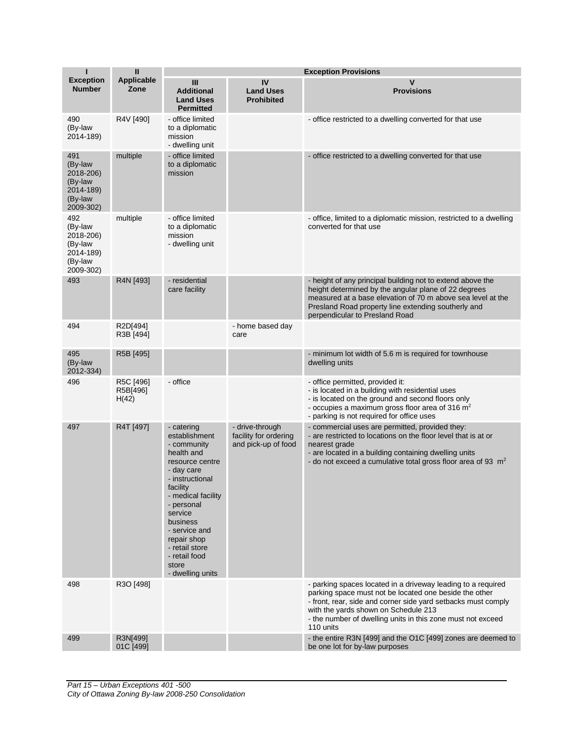| I | II | Exception Provisions | | |
|---|---|---|---|---|
| **Exception Number** | **Applicable Zone** | **III Additional Land Uses Permitted** | **IV Land Uses Prohibited** | **V Provisions** |
| 490 (By-law 2014-189) | R4V [490] | - office limited to a diplomatic mission<br>- dwelling unit | | - office restricted to a dwelling converted for that use |
| 491 (By-law 2018-206) (By-law 2014-189) (By-law 2009-302) | multiple | - office limited to a diplomatic mission | | - office restricted to a dwelling converted for that use |
| 492 (By-law 2018-206) (By-law 2014-189) (By-law 2009-302) | multiple | - office limited to a diplomatic mission<br>- dwelling unit | | - office, limited to a diplomatic mission, restricted to a dwelling converted for that use |
| 493 | R4N [493] | - residential care facility | | - height of any principal building not to extend above the height determined by the angular plane of 22 degrees measured at a base elevation of 70 m above sea level at the Presland Road property line extending southerly and perpendicular to Presland Road |
| 494 | R2D[494]<br>R3B [494] | | - home based day care | |
| 495 (By-law 2012-334) | R5B [495] | | | - minimum lot width of 5.6 m is required for townhouse dwelling units |
| 496 | R5C [496]<br>R5B[496] H(42) | - office | | - office permitted, provided it:<br>- is located in a building with residential uses<br>- is located on the ground and second floors only<br>- occupies a maximum gross floor area of 316 $m^2$<br>- parking is not required for office uses |
| 497 | R4T [497] | - catering establishment<br>- community health and resource centre<br>- day care<br>- instructional facility<br>- medical facility<br>- personal service business<br>- service and repair shop<br>- retail store<br>- retail food store<br>- dwelling units | - drive-through facility for ordering and pick-up of food | - commercial uses are permitted, provided they:<br>- are restricted to locations on the floor level that is at or nearest grade<br>- are located in a building containing dwelling units<br>- do not exceed a cumulative total gross floor area of 93 $m^2$ |
| 498 | R3O [498] | | | - parking spaces located in a driveway leading to a required parking space must not be located one beside the other<br>- front, rear, side and corner side yard setbacks must comply with the yards shown on Schedule 213<br>- the number of dwelling units in this zone must not exceed 110 units |
| 499 | R3N[499]<br>01C [499] | | | - the entire R3N [499] and the O1C [499] zones are deemed to be one lot for by-law purposes |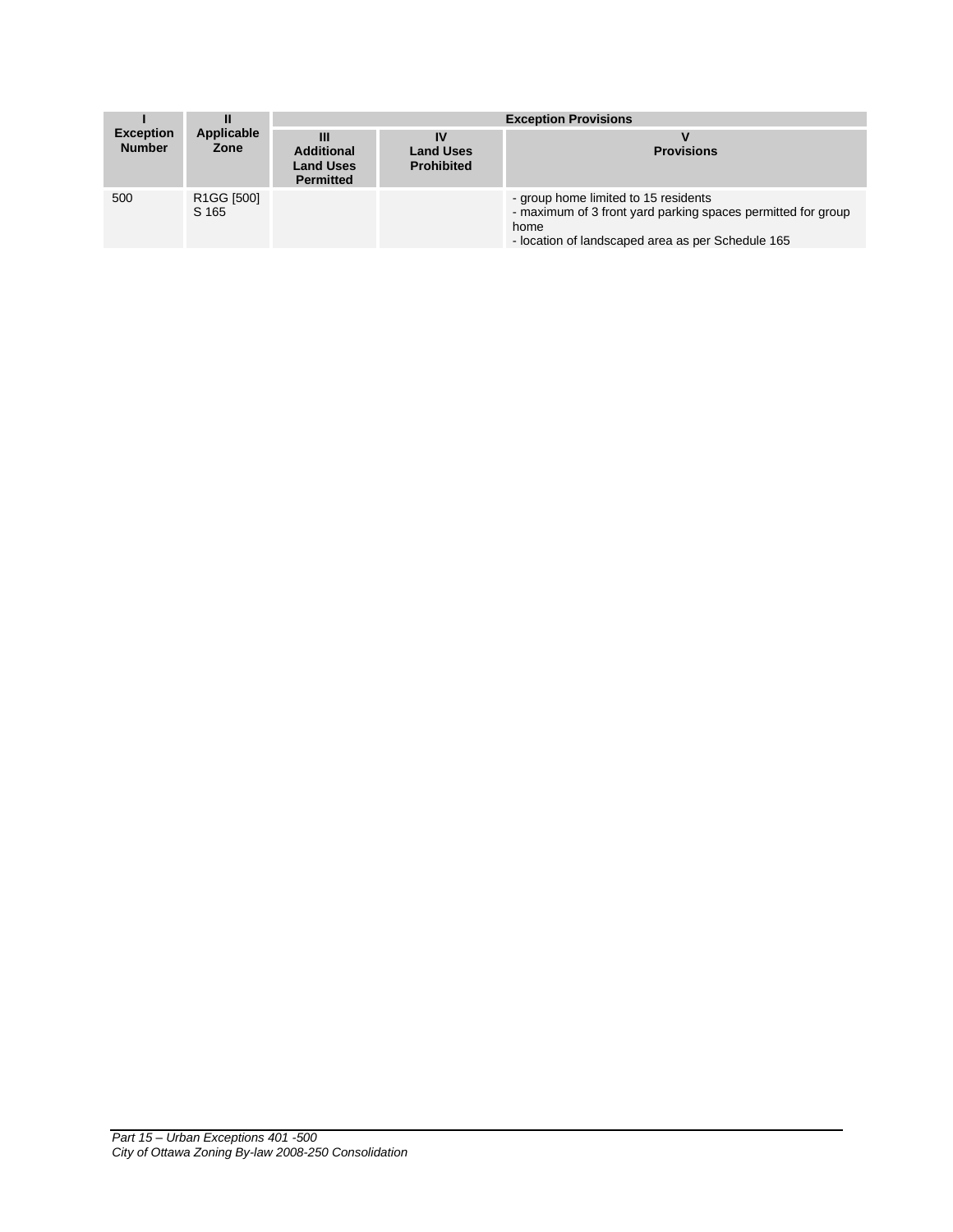| I<br>Exception Number | II<br>Applicable Zone | Exception Provisions | | |
|---|---|---|---|---|
| | | III<br>Additional Land Uses Permitted | IV<br>Land Uses Prohibited | V<br>Provisions |
| 500 | R1GG [500] S 165 | | | - group home limited to 15 residents<br>- maximum of 3 front yard parking spaces permitted for group home<br>- location of landscaped area as per Schedule 165 |